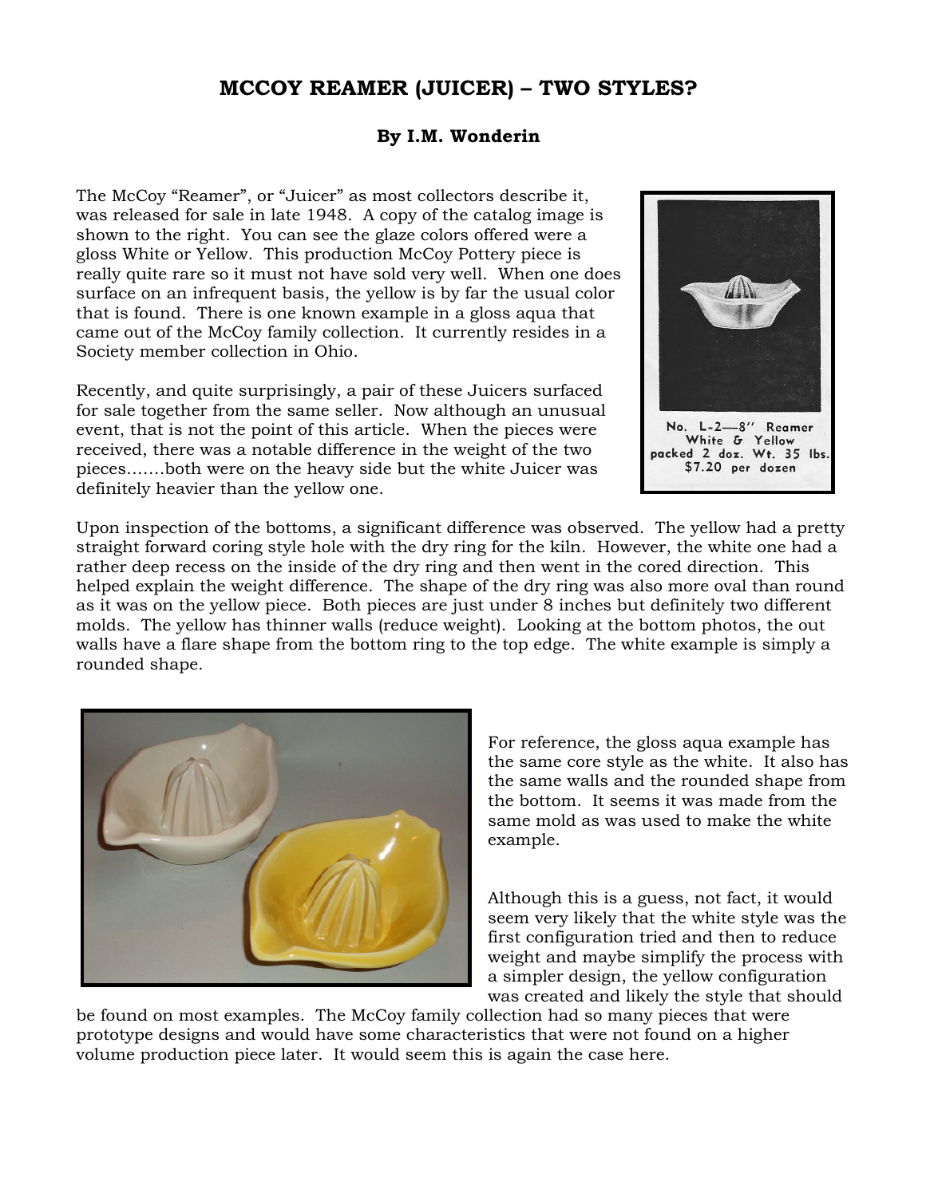# MCCOY REAMER (JUICER) – TWO STYLES?

**By I.M. Wonderin**

The McCoy "Reamer", or "Juicer" as most collectors describe it, was released for sale in late 1948. A copy of the catalog image is shown to the right. You can see the glaze colors offered were a gloss White or Yellow. This production McCoy Pottery piece is really quite rare so it must not have sold very well. When one does surface on an infrequent basis, the yellow is by far the usual color that is found. There is one known example in a gloss aqua that came out of the McCoy family collection. It currently resides in a Society member collection in Ohio.

No. L-2—8" Reamer
White & Yellow
packed 2 doz. Wt. 35 lbs.
$7.20 per dozen

Recently, and quite surprisingly, a pair of these Juicers surfaced for sale together from the same seller. Now although an unusual event, that is not the point of this article. When the pieces were received, there was a notable difference in the weight of the two pieces.......both were on the heavy side but the white Juicer was definitely heavier than the yellow one.

Upon inspection of the bottoms, a significant difference was observed. The yellow had a pretty straight forward coring style hole with the dry ring for the kiln. However, the white one had a rather deep recess on the inside of the dry ring and then went in the cored direction. This helped explain the weight difference. The shape of the dry ring was also more oval than round as it was on the yellow piece. Both pieces are just under 8 inches but definitely two different molds. The yellow has thinner walls (reduce weight). Looking at the bottom photos, the out walls have a flare shape from the bottom ring to the top edge. The white example is simply a rounded shape.

For reference, the gloss aqua example has the same core style as the white. It also has the same walls and the rounded shape from the bottom. It seems it was made from the same mold as was used to make the white example.

Although this is a guess, not fact, it would seem very likely that the white style was the first configuration tried and then to reduce weight and maybe simplify the process with a simpler design, the yellow configuration was created and likely the style that should be found on most examples. The McCoy family collection had so many pieces that were prototype designs and would have some characteristics that were not found on a higher volume production piece later. It would seem this is again the case here.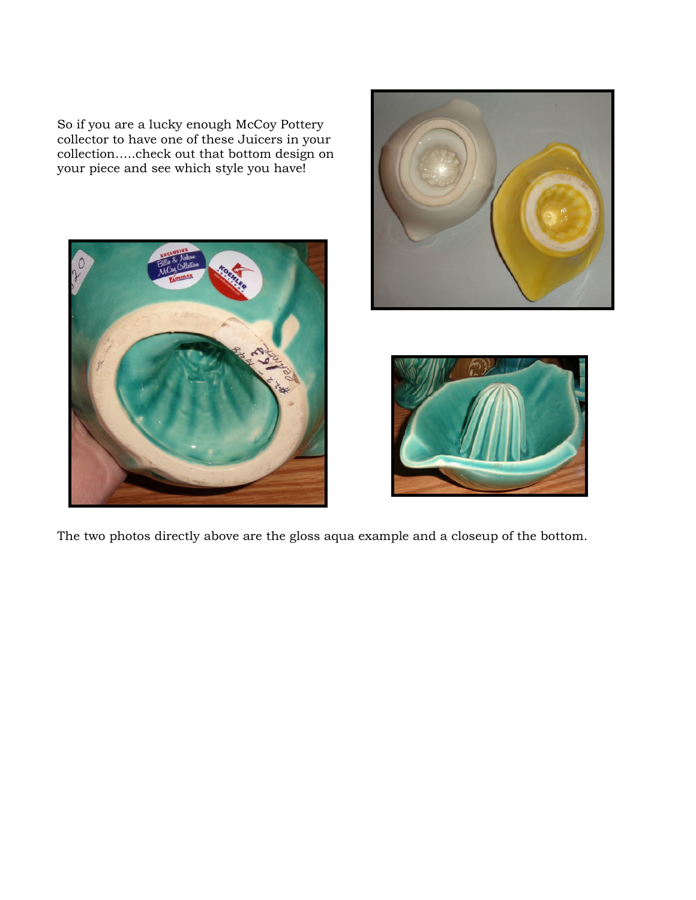So if you are a lucky enough McCoy Pottery collector to have one of these Juicers in your collection…..check out that bottom design on your piece and see which style you have!

The two photos directly above are the gloss aqua example and a closeup of the bottom.